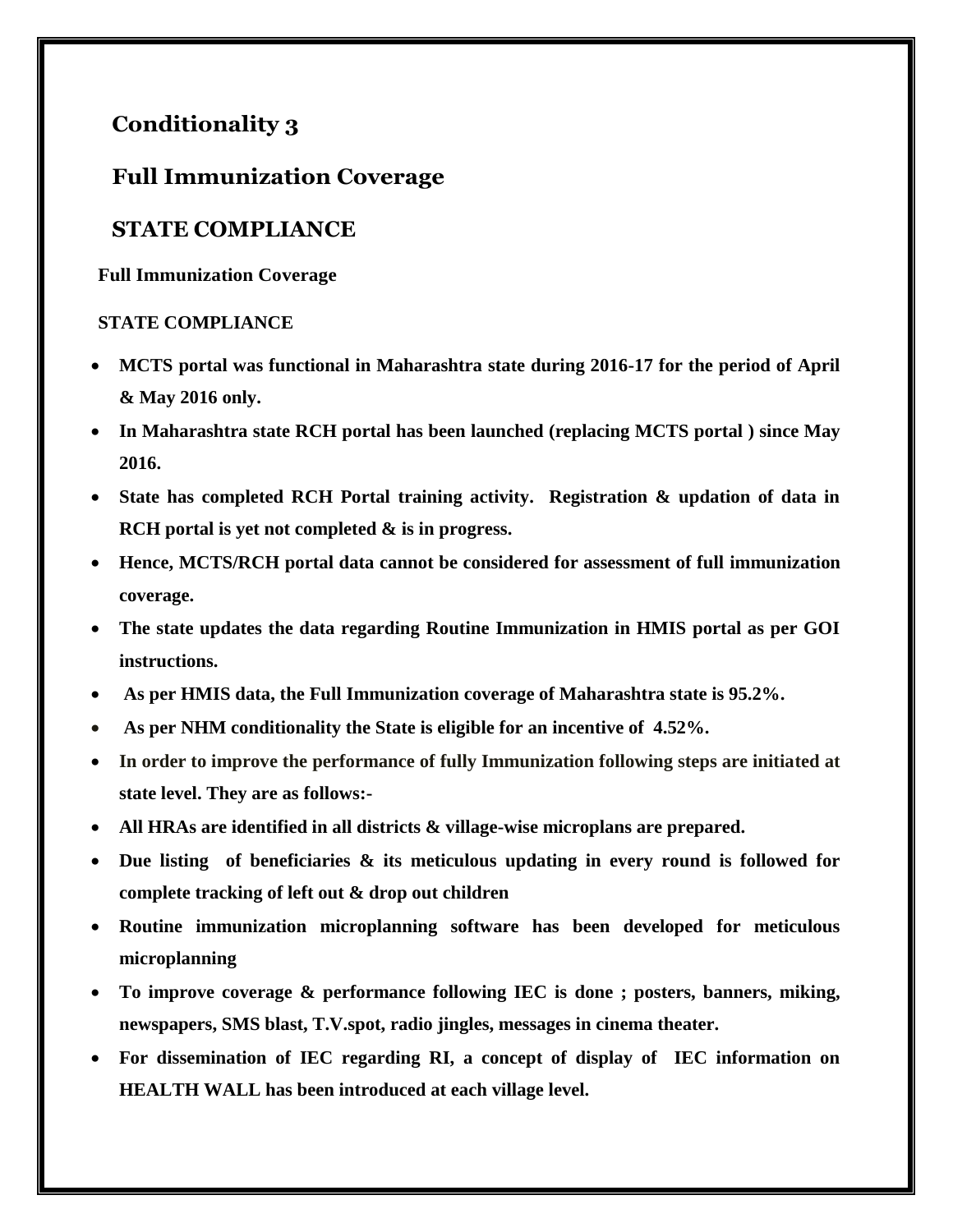## Conditionality 3

## Full Immunization Coverage

## STATE COMPLIANCE

**Full Immunization Coverage**

**STATE COMPLIANCE**

- **MCTS portal was functional in Maharashtra state during 2016-17 for the period of April & May 2016 only.**
- **In Maharashtra state RCH portal has been launched (replacing MCTS portal ) since May 2016.**
- **State has completed RCH Portal training activity. Registration & updation of data in RCH portal is yet not completed & is in progress.**
- **Hence, MCTS/RCH portal data cannot be considered for assessment of full immunization coverage.**
- **The state updates the data regarding Routine Immunization in HMIS portal as per GOI instructions.**
- **As per HMIS data, the Full Immunization coverage of Maharashtra state is 95.2%.**
- **As per NHM conditionality the State is eligible for an incentive of 4.52%.**
- **In order to improve the performance of fully Immunization following steps are initiated at state level. They are as follows:-**
- **All HRAs are identified in all districts & village-wise microplans are prepared.**
- **Due listing of beneficiaries & its meticulous updating in every round is followed for complete tracking of left out & drop out children**
- **Routine immunization microplanning software has been developed for meticulous microplanning**
- **To improve coverage & performance following IEC is done ; posters, banners, miking, newspapers, SMS blast, T.V.spot, radio jingles, messages in cinema theater.**
- **For dissemination of IEC regarding RI, a concept of display of IEC information on HEALTH WALL has been introduced at each village level.**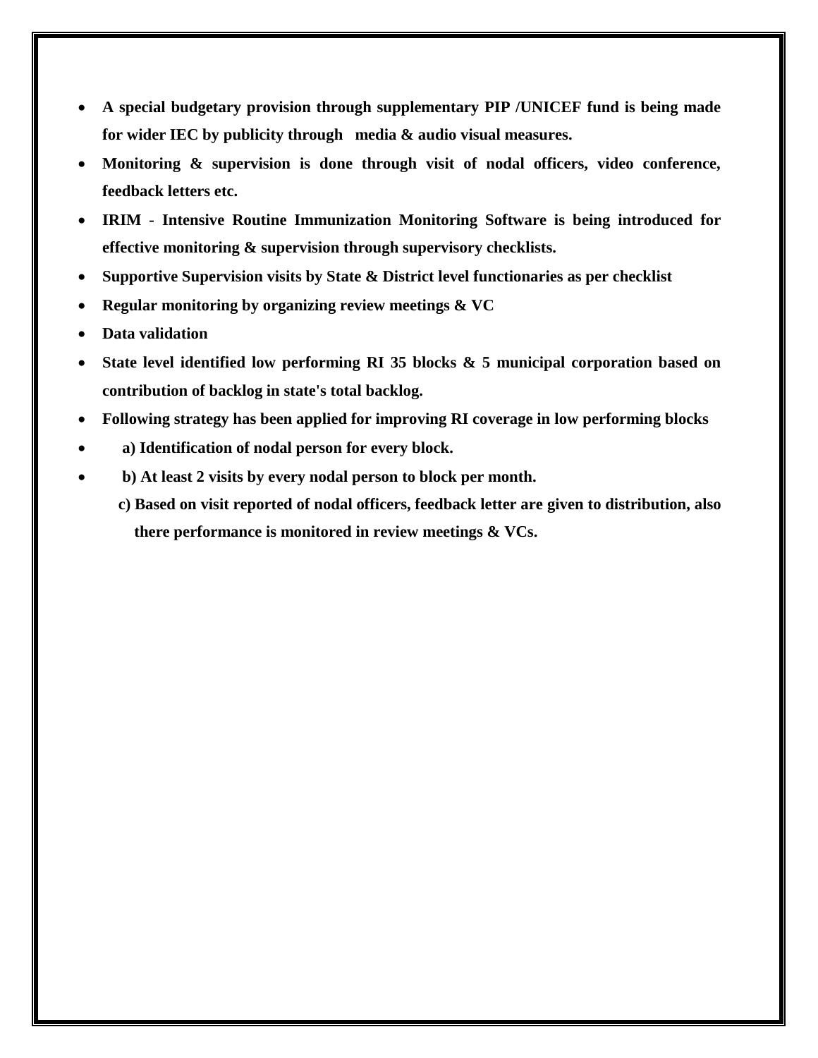- **A special budgetary provision through supplementary PIP /UNICEF fund is being made for wider IEC by publicity through media & audio visual measures.**
- **Monitoring & supervision is done through visit of nodal officers, video conference, feedback letters etc.**
- **IRIM - Intensive Routine Immunization Monitoring Software is being introduced for effective monitoring & supervision through supervisory checklists.**
- **Supportive Supervision visits by State & District level functionaries as per checklist**
- **Regular monitoring by organizing review meetings & VC**
- **Data validation**
- **State level identified low performing RI 35 blocks & 5 municipal corporation based on contribution of backlog in state's total backlog.**
- **Following strategy has been applied for improving RI coverage in low performing blocks**
- **a) Identification of nodal person for every block.**
- **b) At least 2 visits by every nodal person to block per month.**

  **c) Based on visit reported of nodal officers, feedback letter are given to distribution, also there performance is monitored in review meetings & VCs.**